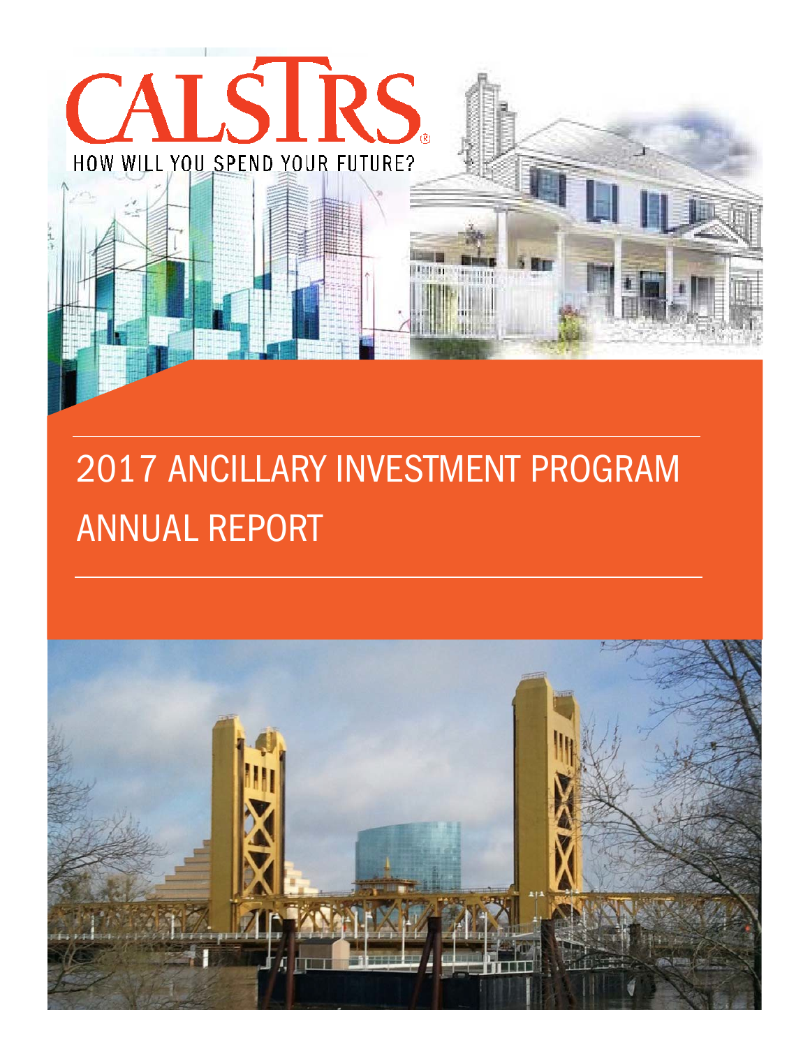CALSTRS®

HOW WILL YOU SPEND YOUR FUTURE?

# 2017 ANCILLARY INVESTMENT PROGRAM ANNUAL REPORT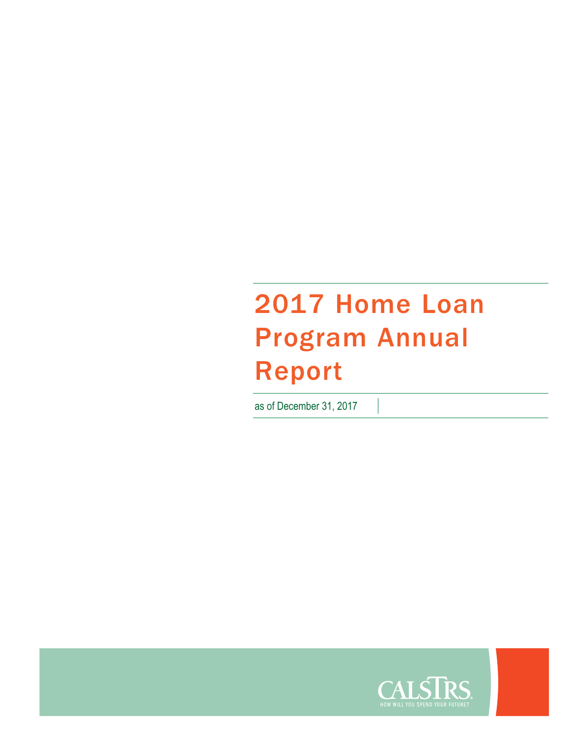# 2017 Home Loan Program Annual Report

as of December 31, 2017

CALSTRS

HOW WILL YOU SPEND YOUR FUTURE?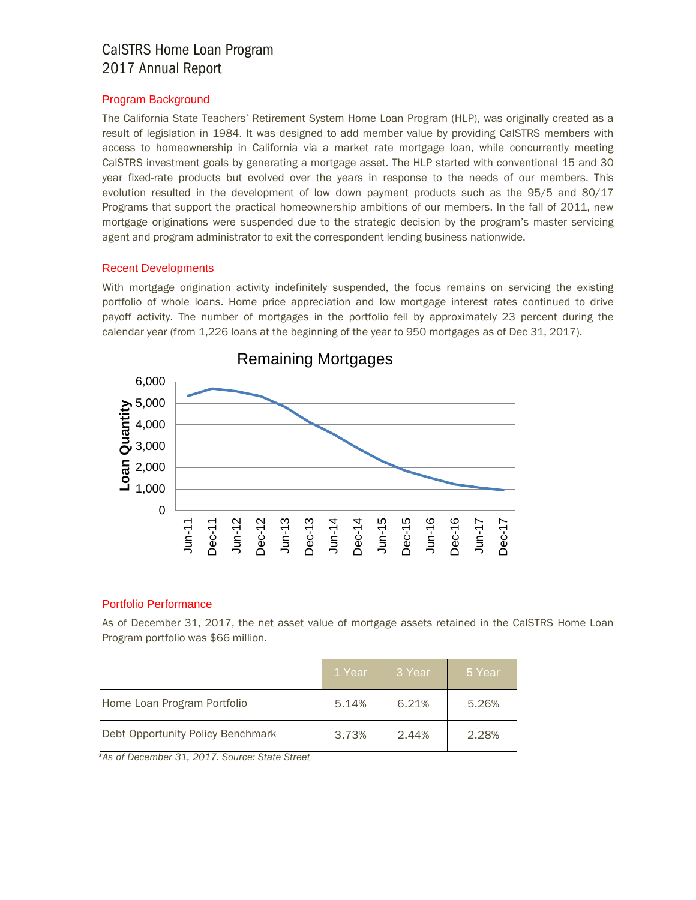# CalSTRS Home Loan Program
# 2017 Annual Report

## Program Background

The California State Teachers' Retirement System Home Loan Program (HLP), was originally created as a result of legislation in 1984. It was designed to add member value by providing CalSTRS members with access to homeownership in California via a market rate mortgage loan, while concurrently meeting CalSTRS investment goals by generating a mortgage asset. The HLP started with conventional 15 and 30 year fixed-rate products but evolved over the years in response to the needs of our members. This evolution resulted in the development of low down payment products such as the 95/5 and 80/17 Programs that support the practical homeownership ambitions of our members. In the fall of 2011, new mortgage originations were suspended due to the strategic decision by the program's master servicing agent and program administrator to exit the correspondent lending business nationwide.

## Recent Developments

With mortgage origination activity indefinitely suspended, the focus remains on servicing the existing portfolio of whole loans. Home price appreciation and low mortgage interest rates continued to drive payoff activity. The number of mortgages in the portfolio fell by approximately 23 percent during the calendar year (from 1,226 loans at the beginning of the year to 950 mortgages as of Dec 31, 2017).

Remaining Mortgages

Loan Quantity

6,000
5,000
4,000
3,000
2,000
1,000
0

Jun-11, Dec-11, Jun-12, Dec-12, Jun-13, Dec-13, Jun-14, Dec-14, Jun-15, Dec-15, Jun-16, Dec-16, Jun-17, Dec-17

## Portfolio Performance

As of December 31, 2017, the net asset value of mortgage assets retained in the CalSTRS Home Loan Program portfolio was $66 million.

| | 1 Year | 3 Year | 5 Year |
|---|---|---|---|
| Home Loan Program Portfolio | 5.14% | 6.21% | 5.26% |
| Debt Opportunity Policy Benchmark | 3.73% | 2.44% | 2.28% |

*\*As of December 31, 2017. Source: State Street*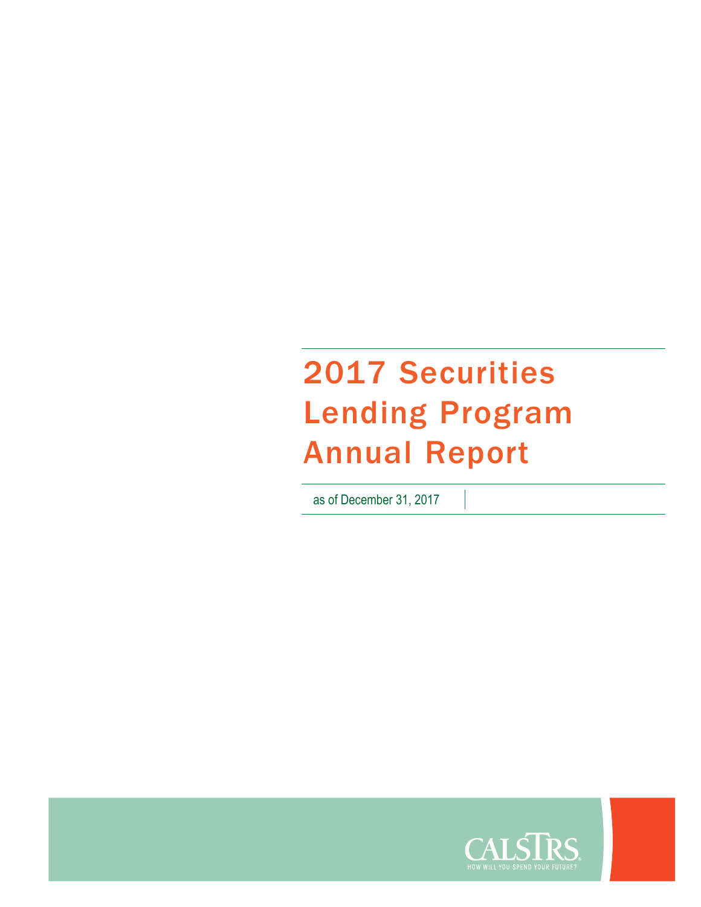# 2017 Securities Lending Program Annual Report

as of December 31, 2017

CALSTRS

HOW WILL YOU SPEND YOUR FUTURE?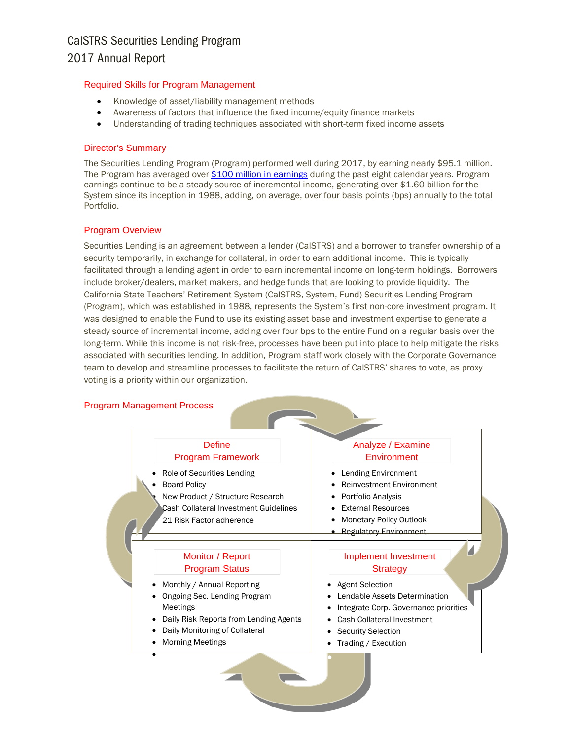# CalSTRS Securities Lending Program
## 2017 Annual Report

### Required Skills for Program Management

- Knowledge of asset/liability management methods
- Awareness of factors that influence the fixed income/equity finance markets
- Understanding of trading techniques associated with short-term fixed income assets

### Director's Summary

The Securities Lending Program (Program) performed well during 2017, by earning nearly $95.1 million. The Program has averaged over [$100 million in earnings] during the past eight calendar years. Program earnings continue to be a steady source of incremental income, generating over $1.60 billion for the System since its inception in 1988, adding, on average, over four basis points (bps) annually to the total Portfolio.

### Program Overview

Securities Lending is an agreement between a lender (CalSTRS) and a borrower to transfer ownership of a security temporarily, in exchange for collateral, in order to earn additional income. This is typically facilitated through a lending agent in order to earn incremental income on long-term holdings. Borrowers include broker/dealers, market makers, and hedge funds that are looking to provide liquidity. The California State Teachers' Retirement System (CalSTRS, System, Fund) Securities Lending Program (Program), which was established in 1988, represents the System's first non-core investment program. It was designed to enable the Fund to use its existing asset base and investment expertise to generate a steady source of incremental income, adding over four bps to the entire Fund on a regular basis over the long-term. While this income is not risk-free, processes have been put into place to help mitigate the risks associated with securities lending. In addition, Program staff work closely with the Corporate Governance team to develop and streamline processes to facilitate the return of CalSTRS' shares to vote, as proxy voting is a priority within our organization.

### Program Management Process

**Define Program Framework**

- Role of Securities Lending
- Board Policy
- New Product / Structure Research
- Cash Collateral Investment Guidelines
- 21 Risk Factor adherence

**Analyze / Examine Environment**

- Lending Environment
- Reinvestment Environment
- Portfolio Analysis
- External Resources
- Monetary Policy Outlook
- Regulatory Environment

**Implement Investment Strategy**

- Agent Selection
- Lendable Assets Determination
- Integrate Corp. Governance priorities
- Cash Collateral Investment
- Security Selection
- Trading / Execution

**Monitor / Report Program Status**

- Monthly / Annual Reporting
- Ongoing Sec. Lending Program Meetings
- Daily Risk Reports from Lending Agents
- Daily Monitoring of Collateral
- Morning Meetings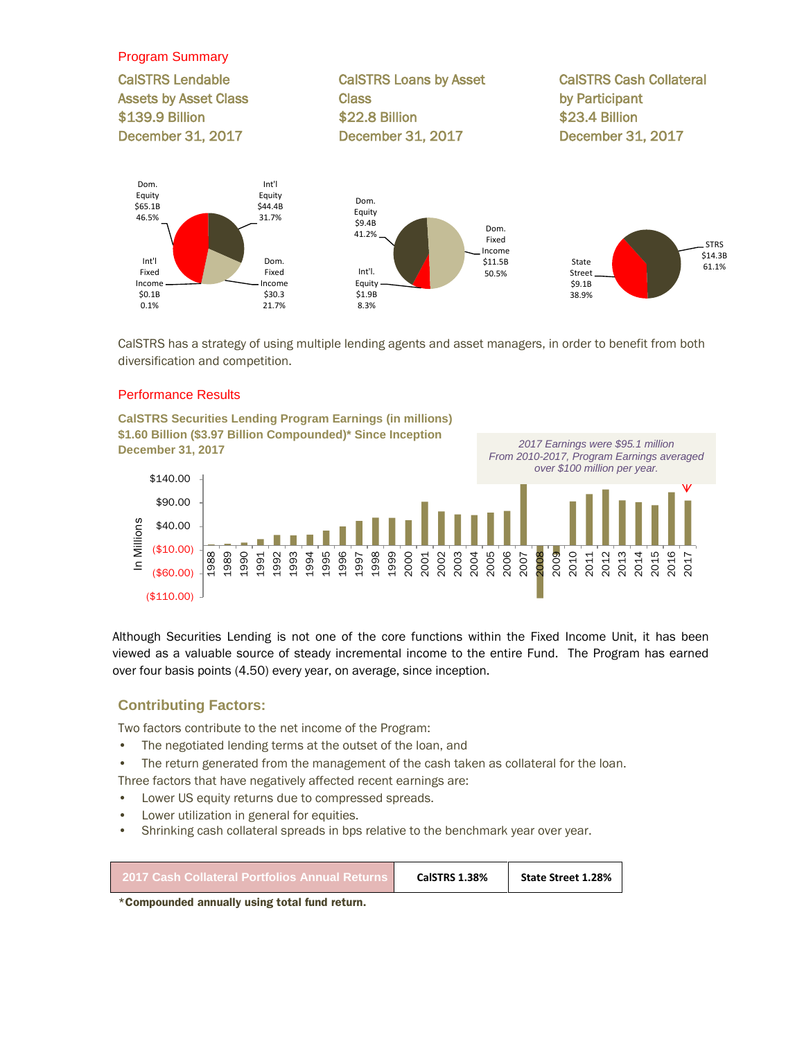## Program Summary

**CalSTRS Lendable Assets by Asset Class**
**$139.9 Billion**
**December 31, 2017**

- Dom. Equity $65.1B 46.5%
- Int'l Equity $44.4B 31.7%
- Dom. Fixed Income $30.3 21.7%
- Int'l Fixed Income $0.1B 0.1%

**CalSTRS Loans by Asset Class**
**$22.8 Billion**
**December 31, 2017**

- Dom. Equity $9.4B 41.2%
- Dom. Fixed Income $11.5B 50.5%
- Int'l. Equity $1.9B 8.3%

**CalSTRS Cash Collateral by Participant**
**$23.4 Billion**
**December 31, 2017**

- STRS $14.3B 61.1%
- State Street $9.1B 38.9%

CalSTRS has a strategy of using multiple lending agents and asset managers, in order to benefit from both diversification and competition.

## Performance Results

**CalSTRS Securities Lending Program Earnings (in millions)**
**$1.60 Billion ($3.97 Billion Compounded)* Since Inception**
**December 31, 2017**

*2017 Earnings were $95.1 million*
*From 2010-2017, Program Earnings averaged over $100 million per year.*

Although Securities Lending is not one of the core functions within the Fixed Income Unit, it has been viewed as a valuable source of steady incremental income to the entire Fund. The Program has earned over four basis points (4.50) every year, on average, since inception.

### Contributing Factors:

Two factors contribute to the net income of the Program:

- The negotiated lending terms at the outset of the loan, and
- The return generated from the management of the cash taken as collateral for the loan.

Three factors that have negatively affected recent earnings are:

- Lower US equity returns due to compressed spreads.
- Lower utilization in general for equities.
- Shrinking cash collateral spreads in bps relative to the benchmark year over year.

| 2017 Cash Collateral Portfolios Annual Returns | CalSTRS 1.38% | State Street 1.28% |
|---|---|---|

*Compounded annually using total fund return.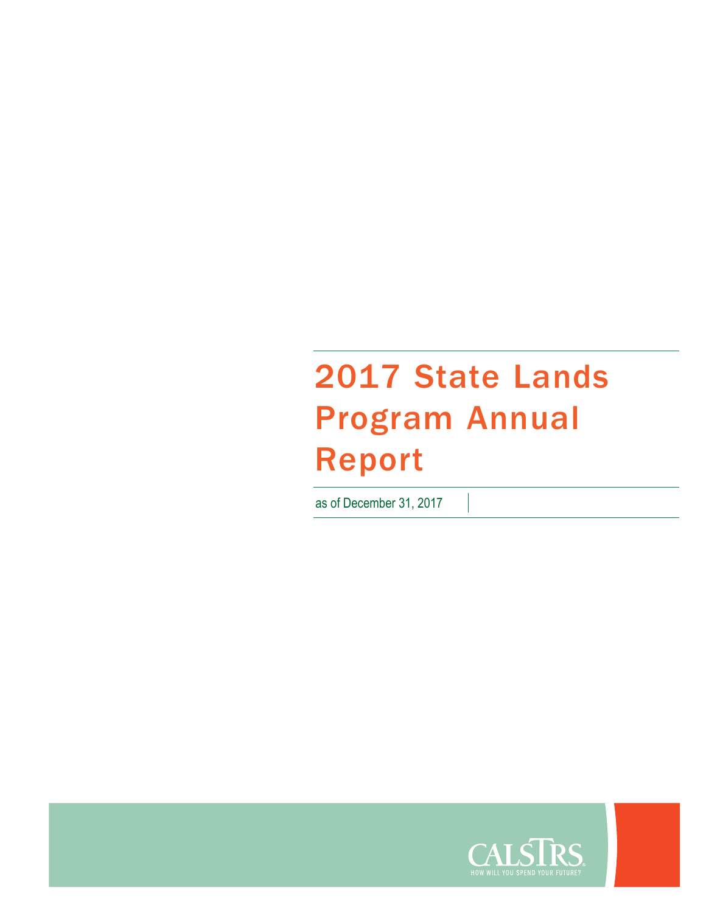# 2017 State Lands Program Annual Report

as of December 31, 2017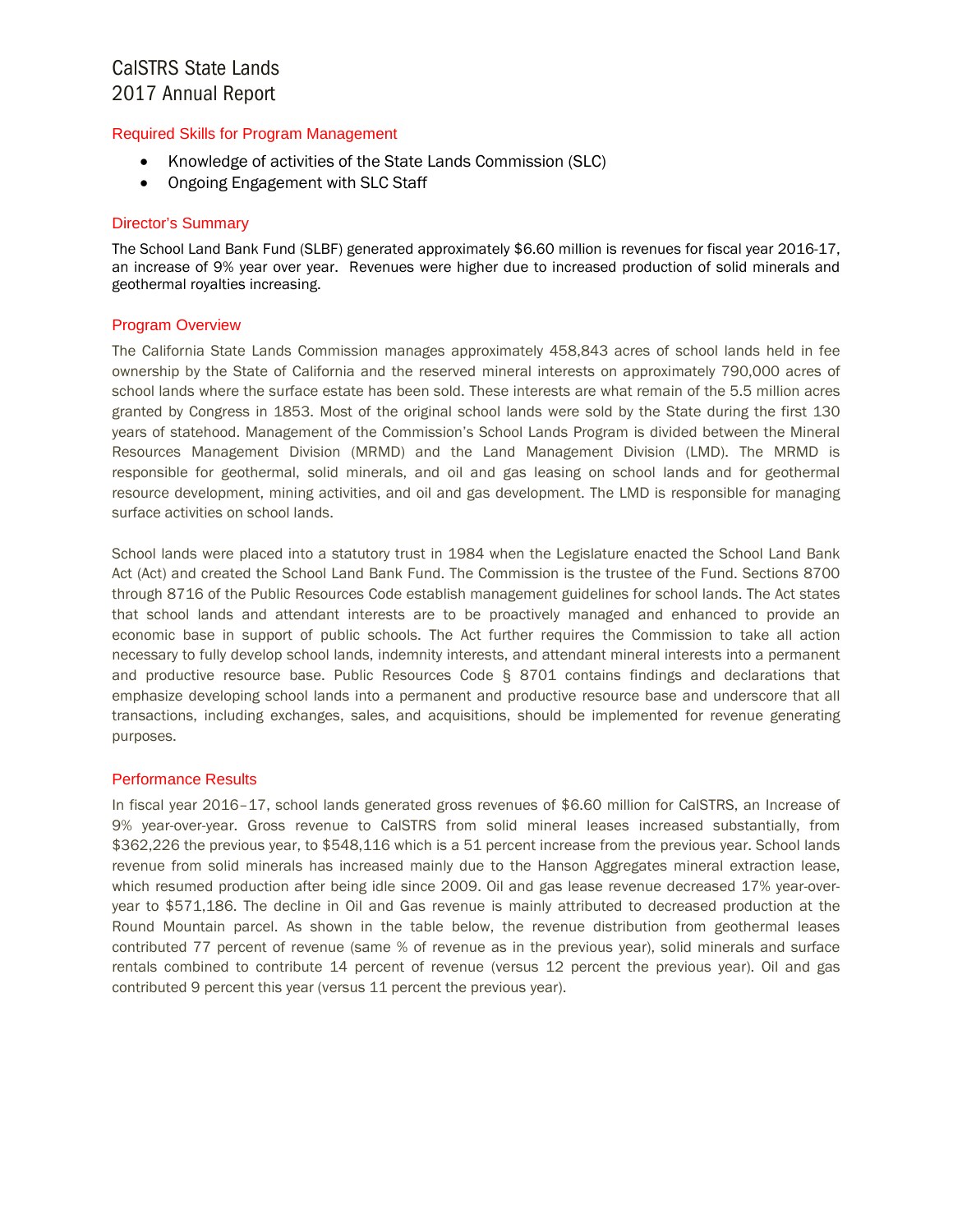# CalSTRS State Lands
# 2017 Annual Report

## Required Skills for Program Management

- Knowledge of activities of the State Lands Commission (SLC)
- Ongoing Engagement with SLC Staff

## Director's Summary

The School Land Bank Fund (SLBF) generated approximately $6.60 million is revenues for fiscal year 2016-17, an increase of 9% year over year. Revenues were higher due to increased production of solid minerals and geothermal royalties increasing.

## Program Overview

The California State Lands Commission manages approximately 458,843 acres of school lands held in fee ownership by the State of California and the reserved mineral interests on approximately 790,000 acres of school lands where the surface estate has been sold. These interests are what remain of the 5.5 million acres granted by Congress in 1853. Most of the original school lands were sold by the State during the first 130 years of statehood. Management of the Commission's School Lands Program is divided between the Mineral Resources Management Division (MRMD) and the Land Management Division (LMD). The MRMD is responsible for geothermal, solid minerals, and oil and gas leasing on school lands and for geothermal resource development, mining activities, and oil and gas development. The LMD is responsible for managing surface activities on school lands.

School lands were placed into a statutory trust in 1984 when the Legislature enacted the School Land Bank Act (Act) and created the School Land Bank Fund. The Commission is the trustee of the Fund. Sections 8700 through 8716 of the Public Resources Code establish management guidelines for school lands. The Act states that school lands and attendant interests are to be proactively managed and enhanced to provide an economic base in support of public schools. The Act further requires the Commission to take all action necessary to fully develop school lands, indemnity interests, and attendant mineral interests into a permanent and productive resource base. Public Resources Code § 8701 contains findings and declarations that emphasize developing school lands into a permanent and productive resource base and underscore that all transactions, including exchanges, sales, and acquisitions, should be implemented for revenue generating purposes.

## Performance Results

In fiscal year 2016–17, school lands generated gross revenues of $6.60 million for CalSTRS, an Increase of 9% year-over-year. Gross revenue to CalSTRS from solid mineral leases increased substantially, from $362,226 the previous year, to $548,116 which is a 51 percent increase from the previous year. School lands revenue from solid minerals has increased mainly due to the Hanson Aggregates mineral extraction lease, which resumed production after being idle since 2009. Oil and gas lease revenue decreased 17% year-over-year to $571,186. The decline in Oil and Gas revenue is mainly attributed to decreased production at the Round Mountain parcel. As shown in the table below, the revenue distribution from geothermal leases contributed 77 percent of revenue (same % of revenue as in the previous year), solid minerals and surface rentals combined to contribute 14 percent of revenue (versus 12 percent the previous year). Oil and gas contributed 9 percent this year (versus 11 percent the previous year).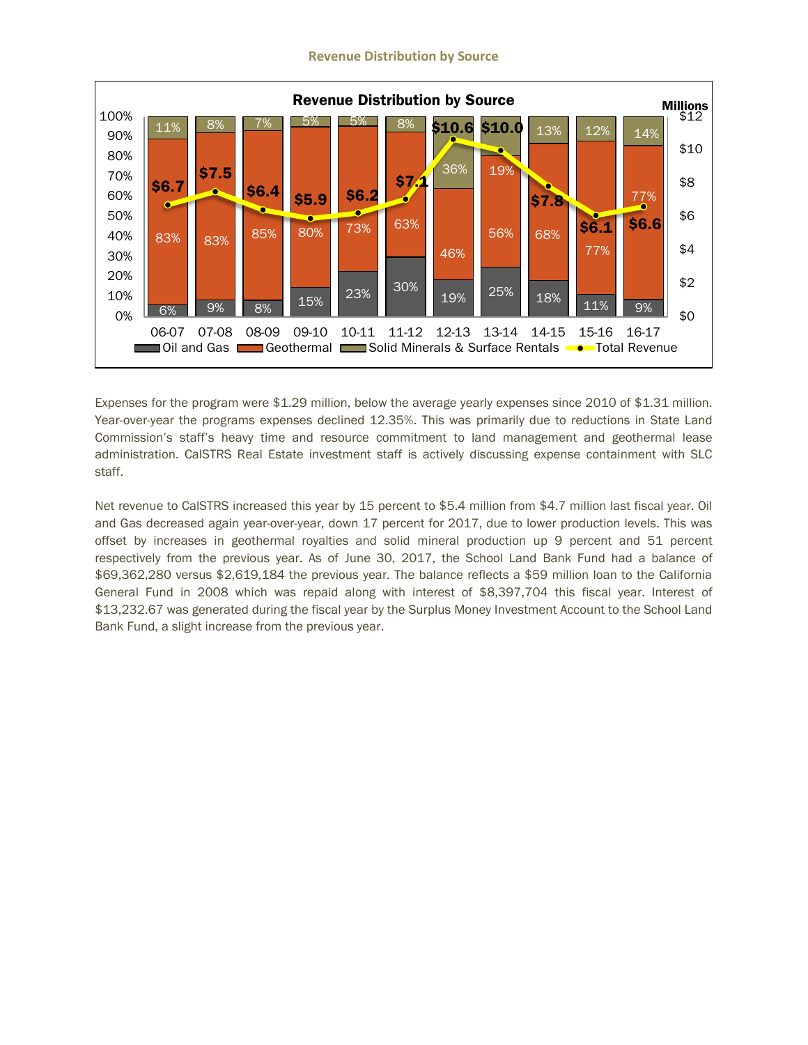## Revenue Distribution by Source

Revenue Distribution by Source

Millions

100%
90%
80%
70%
60%
50%
40%
30%
20%
10%
0%

$12
$10
$8
$6
$4
$2
$0

06-07 07-08 08-09 09-10 10-11 11-12 12-13 13-14 14-15 15-16 16-17

$6.7 $7.5 $6.4 $5.9 $6.2 $7.1 $10.6 $10.0 $7.8 $6.1 $6.6

11% 8% 7% 5% 5% 8% 36% 19% 13% 12% 14%

83% 83% 85% 80% 73% 63% 46% 56% 68% 77% 77%

6% 9% 8% 15% 23% 30% 19% 25% 18% 11% 9%

Oil and Gas  Geothermal  Solid Minerals & Surface Rentals  Total Revenue

Expenses for the program were $1.29 million, below the average yearly expenses since 2010 of $1.31 million. Year-over-year the programs expenses declined 12.35%. This was primarily due to reductions in State Land Commission's staff's heavy time and resource commitment to land management and geothermal lease administration. CalSTRS Real Estate investment staff is actively discussing expense containment with SLC staff.

Net revenue to CalSTRS increased this year by 15 percent to $5.4 million from $4.7 million last fiscal year. Oil and Gas decreased again year-over-year, down 17 percent for 2017, due to lower production levels. This was offset by increases in geothermal royalties and solid mineral production up 9 percent and 51 percent respectively from the previous year. As of June 30, 2017, the School Land Bank Fund had a balance of $69,362,280 versus $2,619,184 the previous year. The balance reflects a $59 million loan to the California General Fund in 2008 which was repaid along with interest of $8,397,704 this fiscal year. Interest of $13,232.67 was generated during the fiscal year by the Surplus Money Investment Account to the School Land Bank Fund, a slight increase from the previous year.